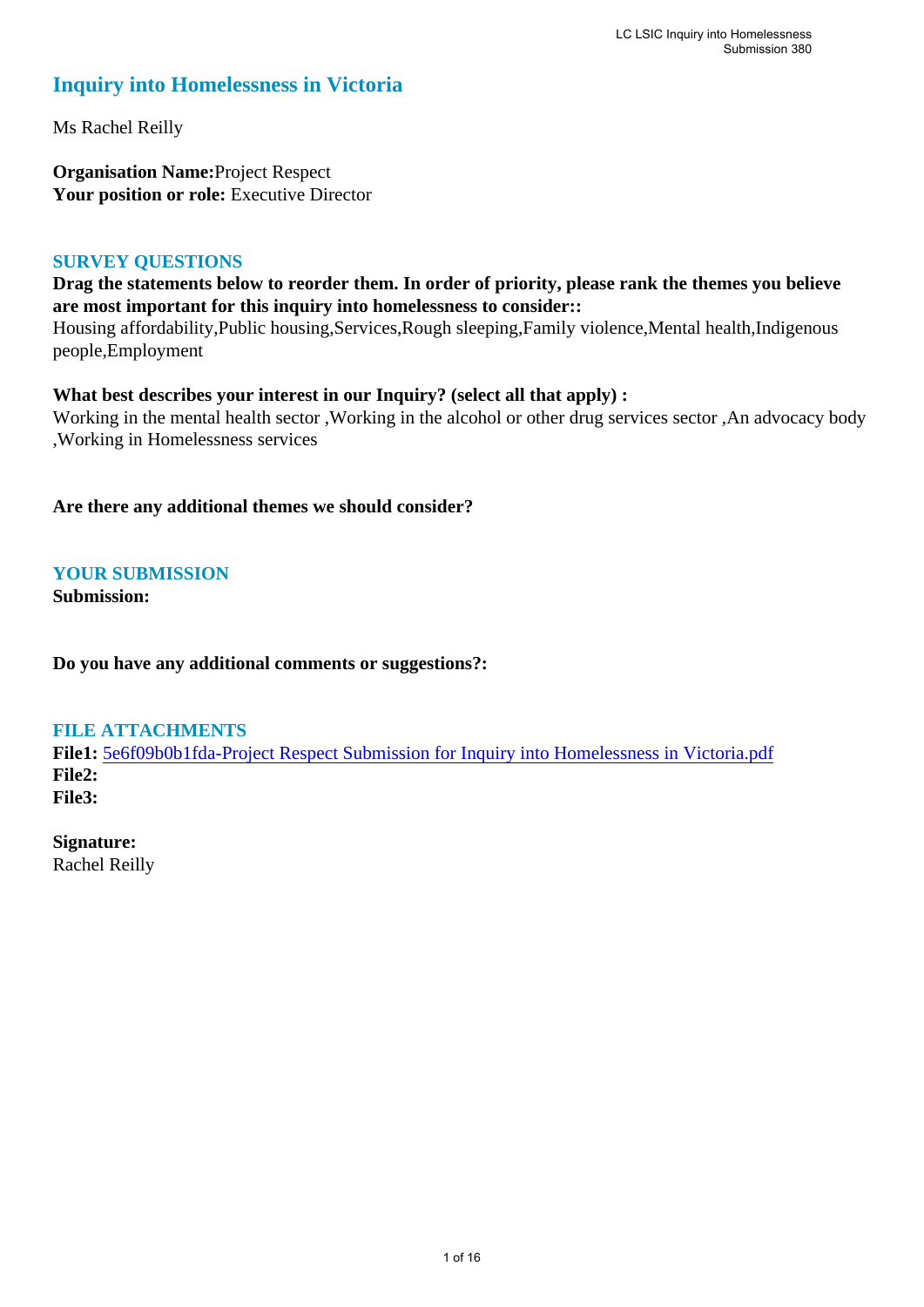# Inquiry into Homelessness in Victoria

Ms Rachel Reilly

**Organisation Name:** Project Respect
**Your position or role:** Executive Director

## SURVEY QUESTIONS

**Drag the statements below to reorder them. In order of priority, please rank the themes you believe are most important for this inquiry into homelessness to consider::**
Housing affordability,Public housing,Services,Rough sleeping,Family violence,Mental health,Indigenous people,Employment

**What best describes your interest in our Inquiry? (select all that apply) :**
Working in the mental health sector ,Working in the alcohol or other drug services sector ,An advocacy body ,Working in Homelessness services

**Are there any additional themes we should consider?**

## YOUR SUBMISSION

**Submission:**

**Do you have any additional comments or suggestions?:**

## FILE ATTACHMENTS

**File1:** 5e6f09b0b1fda-Project Respect Submission for Inquiry into Homelessness in Victoria.pdf
**File2:**
**File3:**

**Signature:**
Rachel Reilly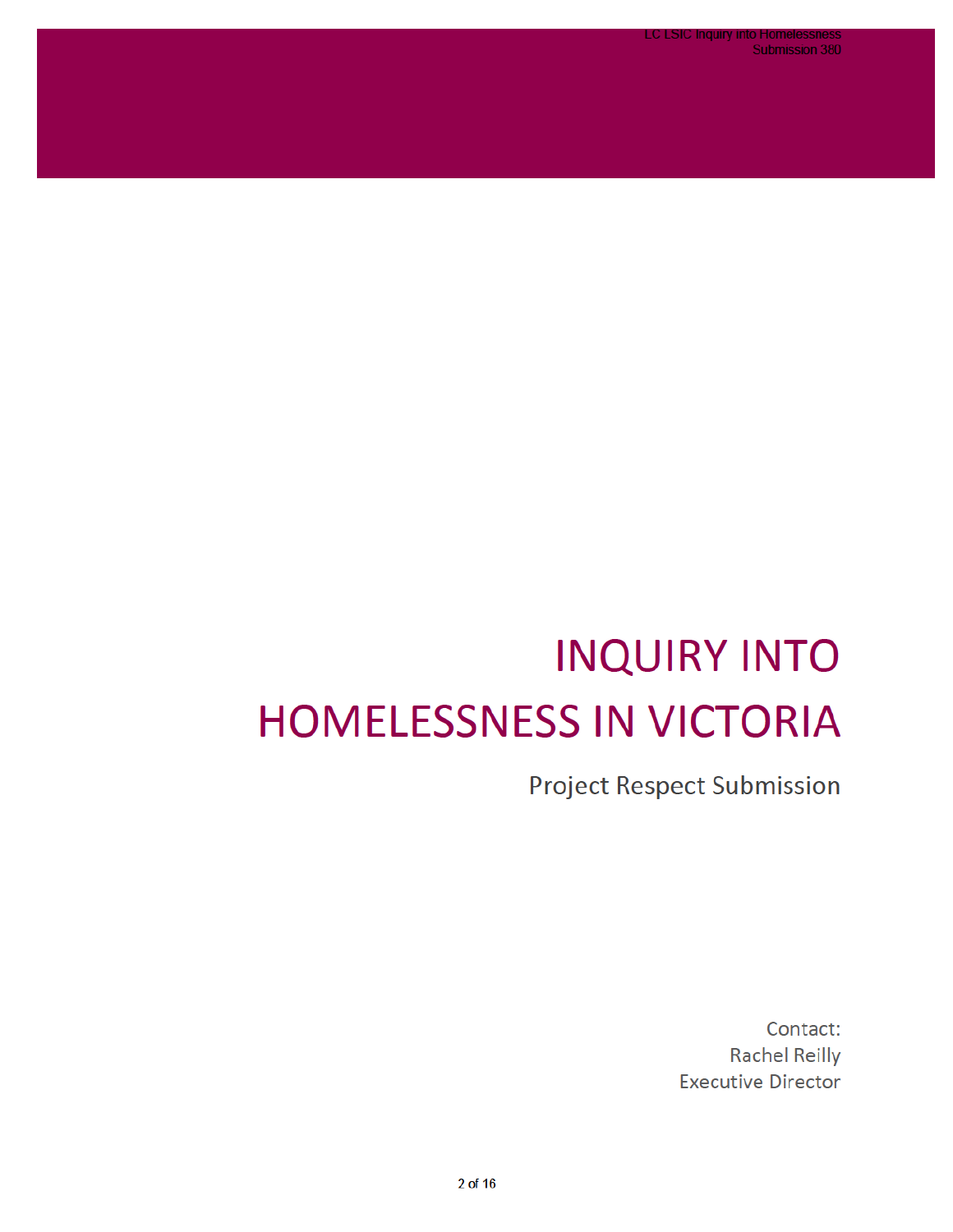# INQUIRY INTO HOMELESSNESS IN VICTORIA

## Project Respect Submission

Contact:
Rachel Reilly
Executive Director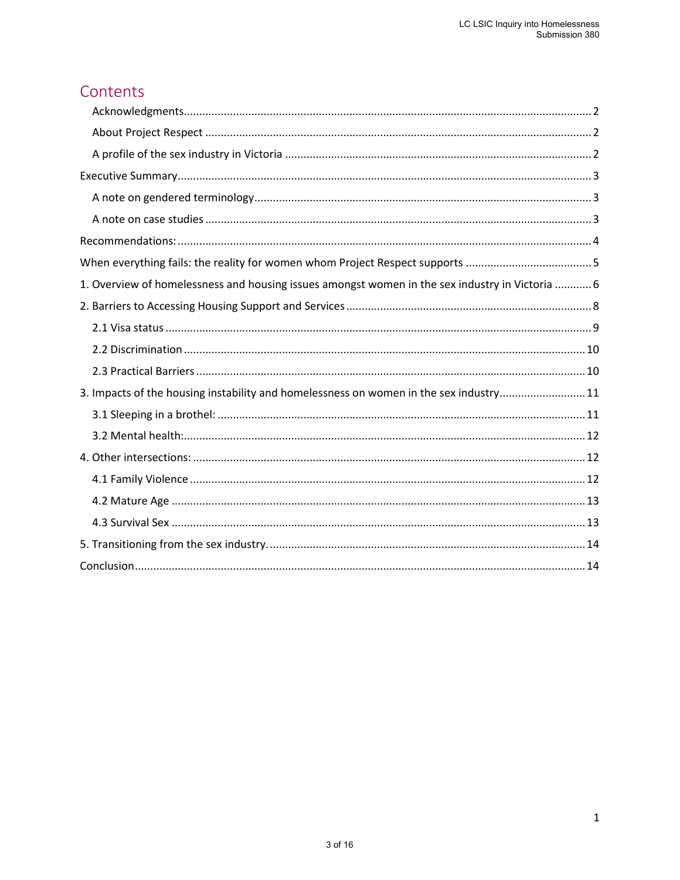# Contents

- Acknowledgments.......2
- About Project Respect.......2
- A profile of the sex industry in Victoria.......2

Executive Summary.......3

- A note on gendered terminology.......3
- A note on case studies.......3

Recommendations:.......4

When everything fails: the reality for women whom Project Respect supports.......5

1. Overview of homelessness and housing issues amongst women in the sex industry in Victoria.......6

2. Barriers to Accessing Housing Support and Services.......8

- 2.1 Visa status.......9
- 2.2 Discrimination.......10
- 2.3 Practical Barriers.......10

3. Impacts of the housing instability and homelessness on women in the sex industry.......11

- 3.1 Sleeping in a brothel:.......11
- 3.2 Mental health:.......12

4. Other intersections:.......12

- 4.1 Family Violence.......12
- 4.2 Mature Age.......13
- 4.3 Survival Sex.......13

5. Transitioning from the sex industry.......14

Conclusion.......14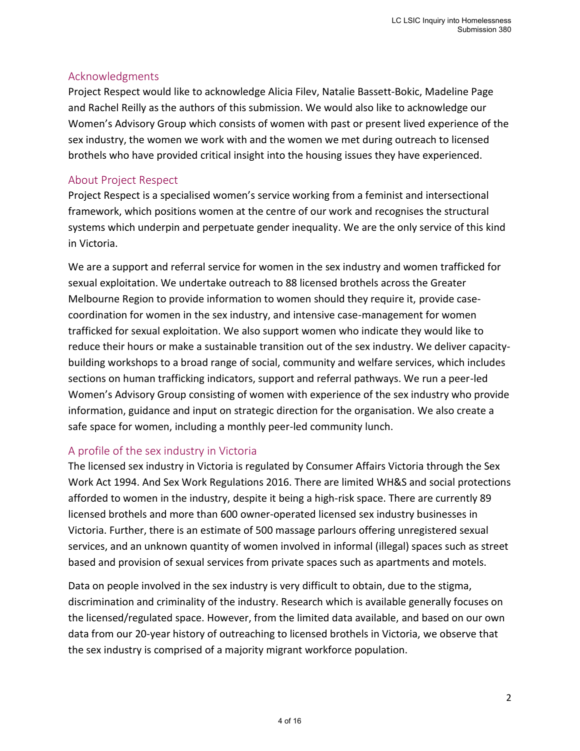## Acknowledgments

Project Respect would like to acknowledge Alicia Filev, Natalie Bassett-Bokic, Madeline Page and Rachel Reilly as the authors of this submission. We would also like to acknowledge our Women's Advisory Group which consists of women with past or present lived experience of the sex industry, the women we work with and the women we met during outreach to licensed brothels who have provided critical insight into the housing issues they have experienced.

## About Project Respect

Project Respect is a specialised women's service working from a feminist and intersectional framework, which positions women at the centre of our work and recognises the structural systems which underpin and perpetuate gender inequality. We are the only service of this kind in Victoria.

We are a support and referral service for women in the sex industry and women trafficked for sexual exploitation. We undertake outreach to 88 licensed brothels across the Greater Melbourne Region to provide information to women should they require it, provide case-coordination for women in the sex industry, and intensive case-management for women trafficked for sexual exploitation. We also support women who indicate they would like to reduce their hours or make a sustainable transition out of the sex industry. We deliver capacity-building workshops to a broad range of social, community and welfare services, which includes sections on human trafficking indicators, support and referral pathways. We run a peer-led Women's Advisory Group consisting of women with experience of the sex industry who provide information, guidance and input on strategic direction for the organisation. We also create a safe space for women, including a monthly peer-led community lunch.

## A profile of the sex industry in Victoria

The licensed sex industry in Victoria is regulated by Consumer Affairs Victoria through the Sex Work Act 1994. And Sex Work Regulations 2016. There are limited WH&S and social protections afforded to women in the industry, despite it being a high-risk space. There are currently 89 licensed brothels and more than 600 owner-operated licensed sex industry businesses in Victoria. Further, there is an estimate of 500 massage parlours offering unregistered sexual services, and an unknown quantity of women involved in informal (illegal) spaces such as street based and provision of sexual services from private spaces such as apartments and motels.

Data on people involved in the sex industry is very difficult to obtain, due to the stigma, discrimination and criminality of the industry. Research which is available generally focuses on the licensed/regulated space. However, from the limited data available, and based on our own data from our 20-year history of outreaching to licensed brothels in Victoria, we observe that the sex industry is comprised of a majority migrant workforce population.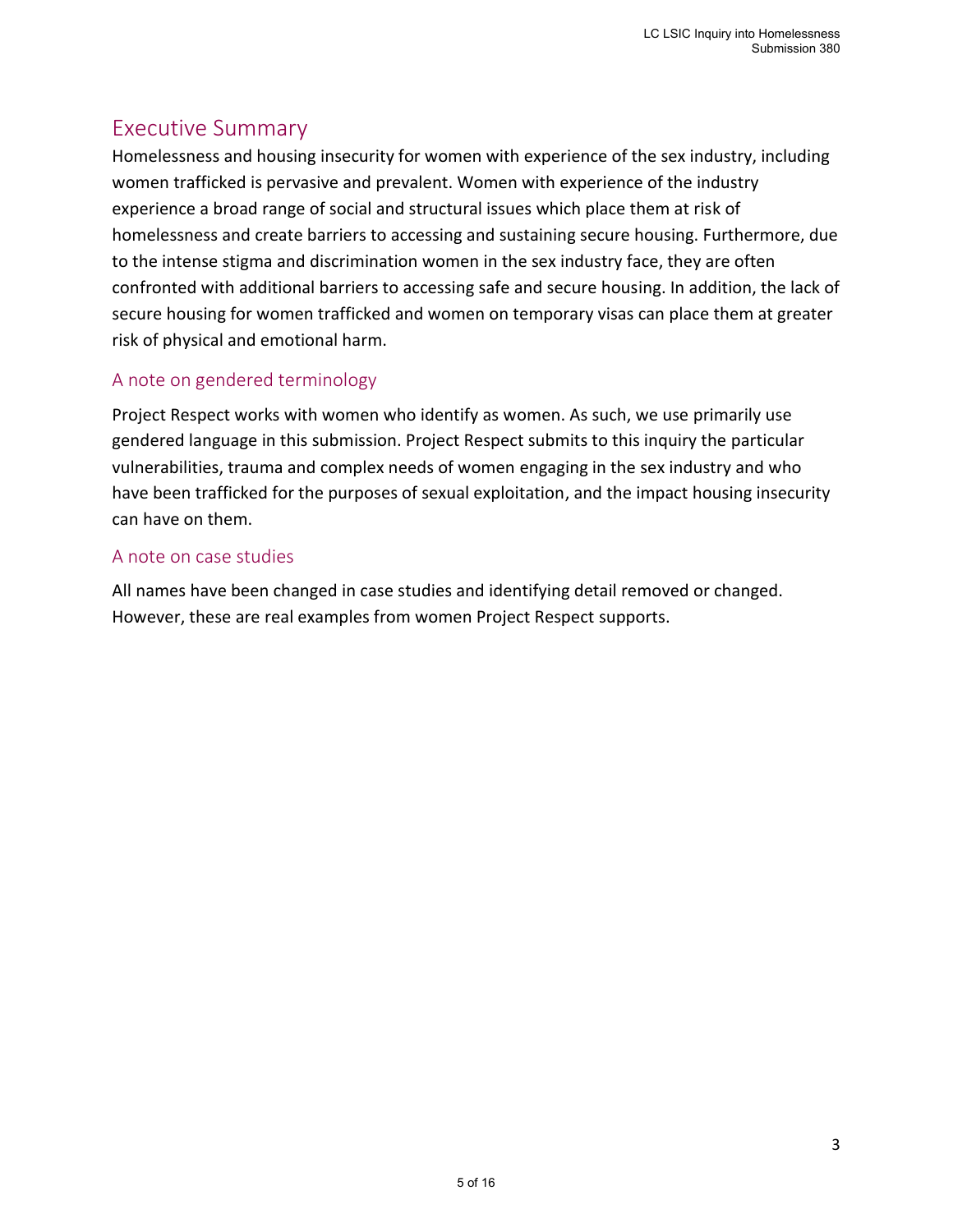## Executive Summary

Homelessness and housing insecurity for women with experience of the sex industry, including women trafficked is pervasive and prevalent. Women with experience of the industry experience a broad range of social and structural issues which place them at risk of homelessness and create barriers to accessing and sustaining secure housing. Furthermore, due to the intense stigma and discrimination women in the sex industry face, they are often confronted with additional barriers to accessing safe and secure housing. In addition, the lack of secure housing for women trafficked and women on temporary visas can place them at greater risk of physical and emotional harm.

### A note on gendered terminology

Project Respect works with women who identify as women. As such, we use primarily use gendered language in this submission. Project Respect submits to this inquiry the particular vulnerabilities, trauma and complex needs of women engaging in the sex industry and who have been trafficked for the purposes of sexual exploitation, and the impact housing insecurity can have on them.

### A note on case studies

All names have been changed in case studies and identifying detail removed or changed. However, these are real examples from women Project Respect supports.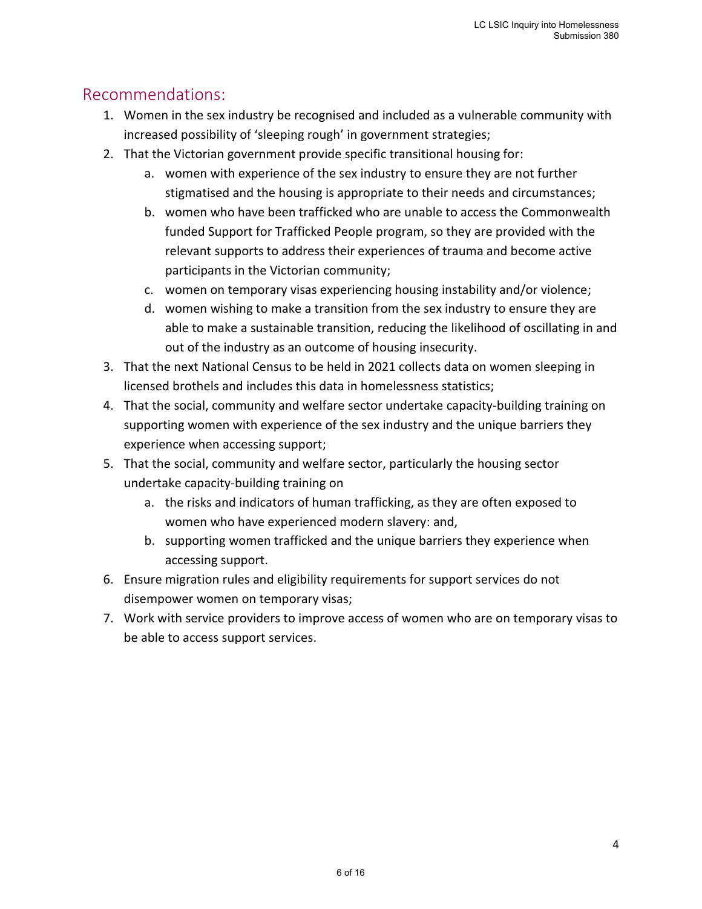## Recommendations:

1. Women in the sex industry be recognised and included as a vulnerable community with increased possibility of 'sleeping rough' in government strategies;
2. That the Victorian government provide specific transitional housing for:
   a. women with experience of the sex industry to ensure they are not further stigmatised and the housing is appropriate to their needs and circumstances;
   b. women who have been trafficked who are unable to access the Commonwealth funded Support for Trafficked People program, so they are provided with the relevant supports to address their experiences of trauma and become active participants in the Victorian community;
   c. women on temporary visas experiencing housing instability and/or violence;
   d. women wishing to make a transition from the sex industry to ensure they are able to make a sustainable transition, reducing the likelihood of oscillating in and out of the industry as an outcome of housing insecurity.
3. That the next National Census to be held in 2021 collects data on women sleeping in licensed brothels and includes this data in homelessness statistics;
4. That the social, community and welfare sector undertake capacity-building training on supporting women with experience of the sex industry and the unique barriers they experience when accessing support;
5. That the social, community and welfare sector, particularly the housing sector undertake capacity-building training on
   a. the risks and indicators of human trafficking, as they are often exposed to women who have experienced modern slavery: and,
   b. supporting women trafficked and the unique barriers they experience when accessing support.
6. Ensure migration rules and eligibility requirements for support services do not disempower women on temporary visas;
7. Work with service providers to improve access of women who are on temporary visas to be able to access support services.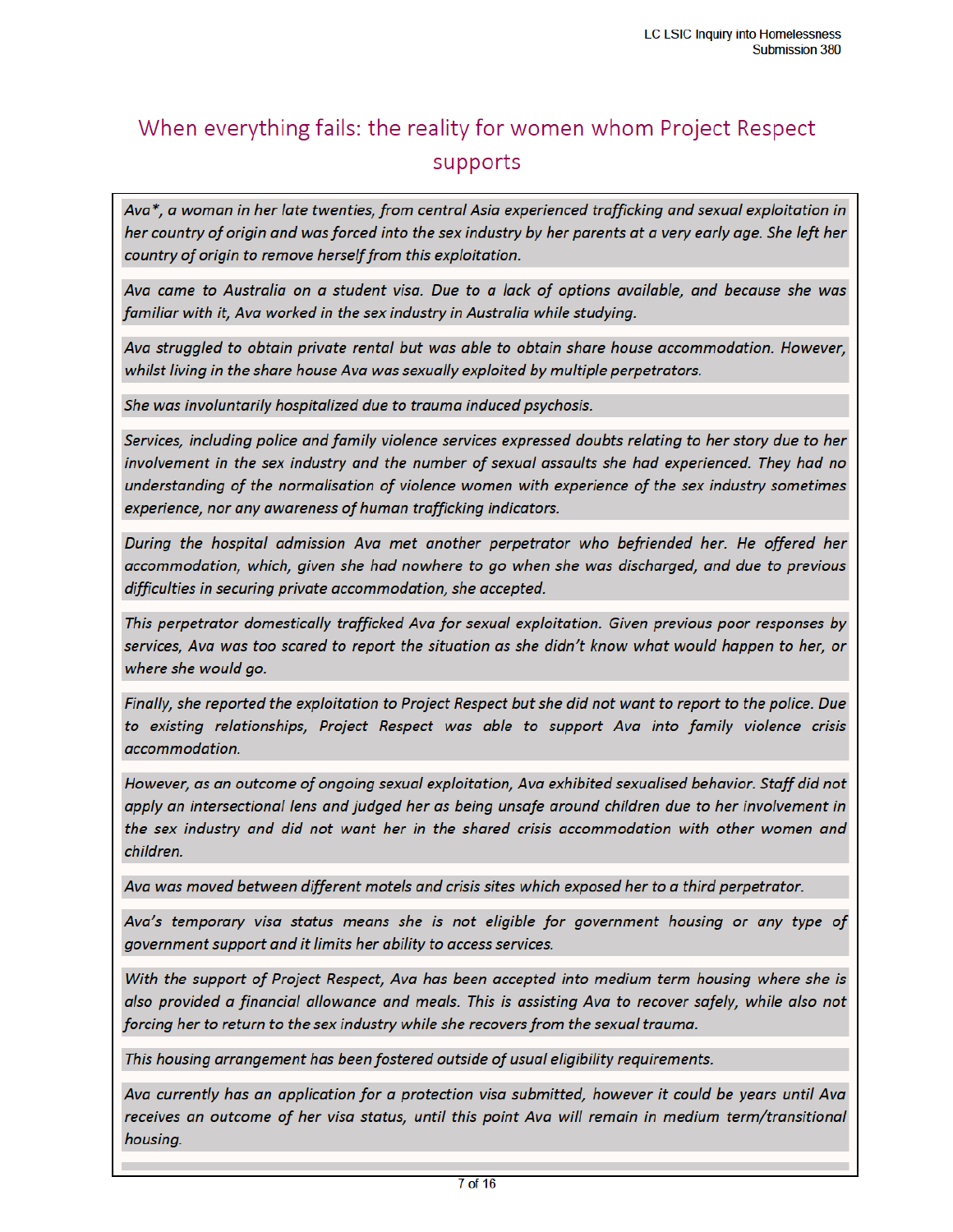## When everything fails: the reality for women whom Project Respect supports

*Ava*, a woman in her late twenties, from central Asia experienced trafficking and sexual exploitation in her country of origin and was forced into the sex industry by her parents at a very early age. She left her country of origin to remove herself from this exploitation.*

*Ava came to Australia on a student visa. Due to a lack of options available, and because she was familiar with it, Ava worked in the sex industry in Australia while studying.*

*Ava struggled to obtain private rental but was able to obtain share house accommodation. However, whilst living in the share house Ava was sexually exploited by multiple perpetrators.*

*She was involuntarily hospitalized due to trauma induced psychosis.*

*Services, including police and family violence services expressed doubts relating to her story due to her involvement in the sex industry and the number of sexual assaults she had experienced. They had no understanding of the normalisation of violence women with experience of the sex industry sometimes experience, nor any awareness of human trafficking indicators.*

*During the hospital admission Ava met another perpetrator who befriended her. He offered her accommodation, which, given she had nowhere to go when she was discharged, and due to previous difficulties in securing private accommodation, she accepted.*

*This perpetrator domestically trafficked Ava for sexual exploitation. Given previous poor responses by services, Ava was too scared to report the situation as she didn't know what would happen to her, or where she would go.*

*Finally, she reported the exploitation to Project Respect but she did not want to report to the police. Due to existing relationships, Project Respect was able to support Ava into family violence crisis accommodation.*

*However, as an outcome of ongoing sexual exploitation, Ava exhibited sexualised behavior. Staff did not apply an intersectional lens and judged her as being unsafe around children due to her involvement in the sex industry and did not want her in the shared crisis accommodation with other women and children.*

*Ava was moved between different motels and crisis sites which exposed her to a third perpetrator.*

*Ava's temporary visa status means she is not eligible for government housing or any type of government support and it limits her ability to access services.*

*With the support of Project Respect, Ava has been accepted into medium term housing where she is also provided a financial allowance and meals. This is assisting Ava to recover safely, while also not forcing her to return to the sex industry while she recovers from the sexual trauma.*

*This housing arrangement has been fostered outside of usual eligibility requirements.*

*Ava currently has an application for a protection visa submitted, however it could be years until Ava receives an outcome of her visa status, until this point Ava will remain in medium term/transitional housing.*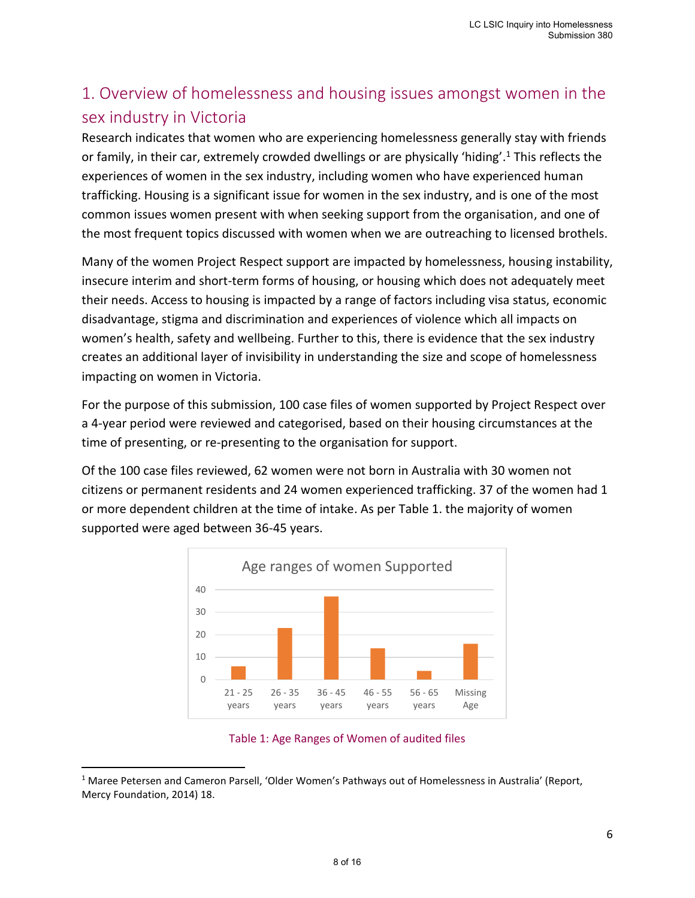## 1. Overview of homelessness and housing issues amongst women in the sex industry in Victoria

Research indicates that women who are experiencing homelessness generally stay with friends or family, in their car, extremely crowded dwellings or are physically 'hiding'.[1] This reflects the experiences of women in the sex industry, including women who have experienced human trafficking. Housing is a significant issue for women in the sex industry, and is one of the most common issues women present with when seeking support from the organisation, and one of the most frequent topics discussed with women when we are outreaching to licensed brothels.

Many of the women Project Respect support are impacted by homelessness, housing instability, insecure interim and short-term forms of housing, or housing which does not adequately meet their needs. Access to housing is impacted by a range of factors including visa status, economic disadvantage, stigma and discrimination and experiences of violence which all impacts on women's health, safety and wellbeing. Further to this, there is evidence that the sex industry creates an additional layer of invisibility in understanding the size and scope of homelessness impacting on women in Victoria.

For the purpose of this submission, 100 case files of women supported by Project Respect over a 4-year period were reviewed and categorised, based on their housing circumstances at the time of presenting, or re-presenting to the organisation for support.

Of the 100 case files reviewed, 62 women were not born in Australia with 30 women not citizens or permanent residents and 24 women experienced trafficking. 37 of the women had 1 or more dependent children at the time of intake. As per Table 1. the majority of women supported were aged between 36-45 years.

Age ranges of women Supported

Table 1: Age Ranges of Women of audited files

---

[1] Maree Petersen and Cameron Parsell, 'Older Women's Pathways out of Homelessness in Australia' (Report, Mercy Foundation, 2014) 18.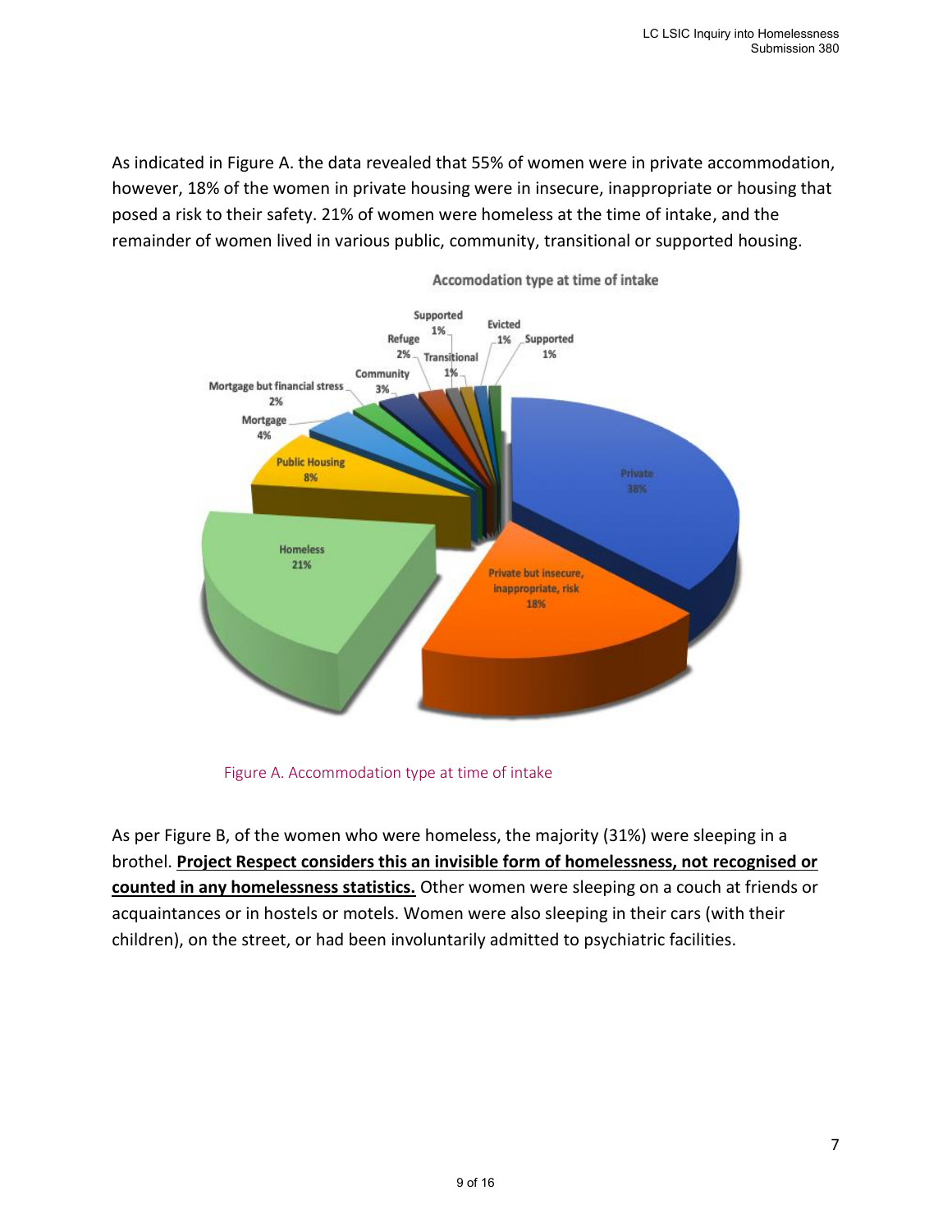As indicated in Figure A. the data revealed that 55% of women were in private accommodation, however, 18% of the women in private housing were in insecure, inappropriate or housing that posed a risk to their safety. 21% of women were homeless at the time of intake, and the remainder of women lived in various public, community, transitional or supported housing.

Figure A. Accommodation type at time of intake

As per Figure B, of the women who were homeless, the majority (31%) were sleeping in a brothel. **Project Respect considers this an invisible form of homelessness, not recognised or counted in any homelessness statistics.** Other women were sleeping on a couch at friends or acquaintances or in hostels or motels. Women were also sleeping in their cars (with their children), on the street, or had been involuntarily admitted to psychiatric facilities.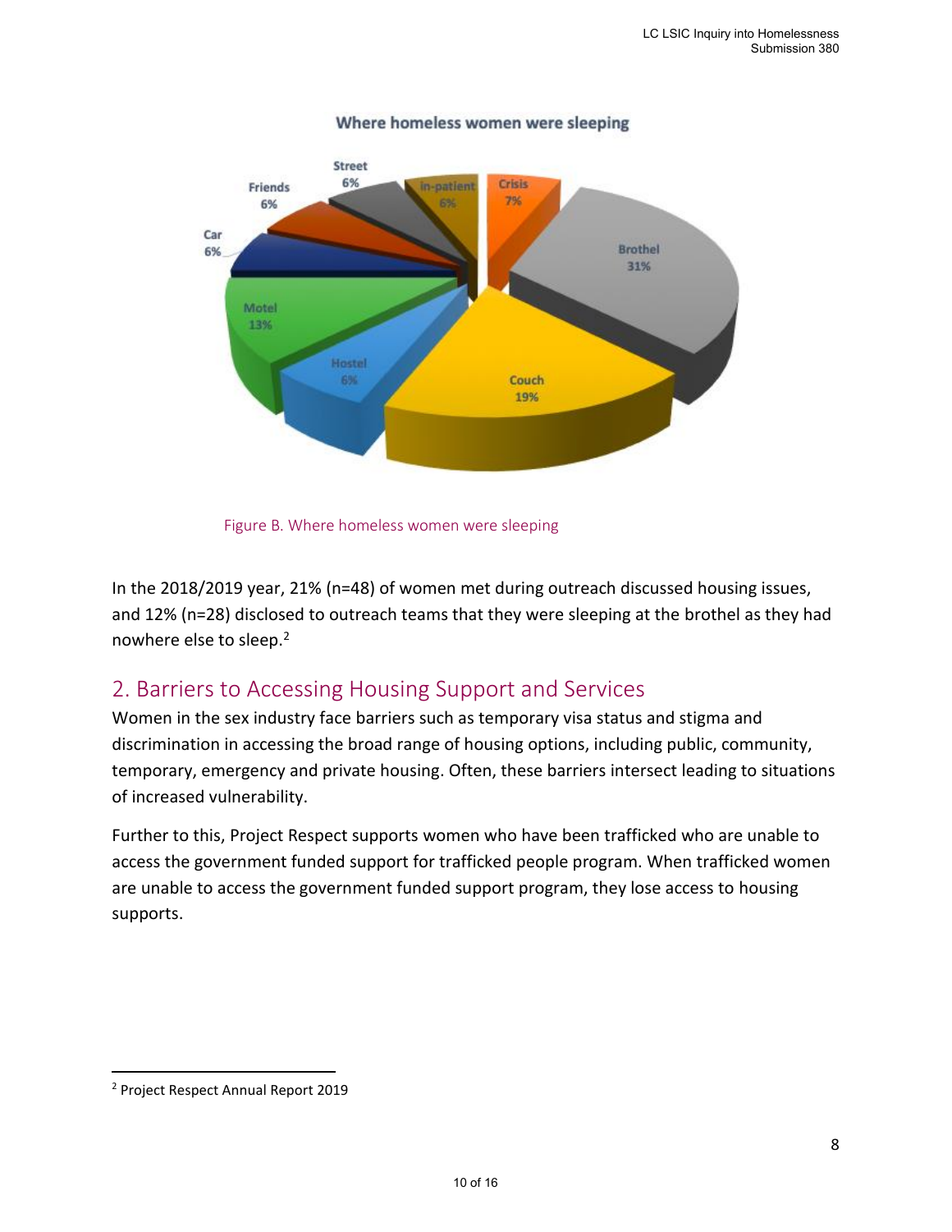Where homeless women were sleeping

| Location | Percentage |
| --- | --- |
| Brothel | 31% |
| Couch | 19% |
| Motel | 13% |
| Crisis | 7% |
| In-patient | 6% |
| Street | 6% |
| Friends | 6% |
| Car | 6% |
| Hostel | 6% |

Figure B. Where homeless women were sleeping

In the 2018/2019 year, 21% (n=48) of women met during outreach discussed housing issues, and 12% (n=28) disclosed to outreach teams that they were sleeping at the brothel as they had nowhere else to sleep.[2]

## 2. Barriers to Accessing Housing Support and Services

Women in the sex industry face barriers such as temporary visa status and stigma and discrimination in accessing the broad range of housing options, including public, community, temporary, emergency and private housing. Often, these barriers intersect leading to situations of increased vulnerability.

Further to this, Project Respect supports women who have been trafficked who are unable to access the government funded support for trafficked people program. When trafficked women are unable to access the government funded support program, they lose access to housing supports.

[2] Project Respect Annual Report 2019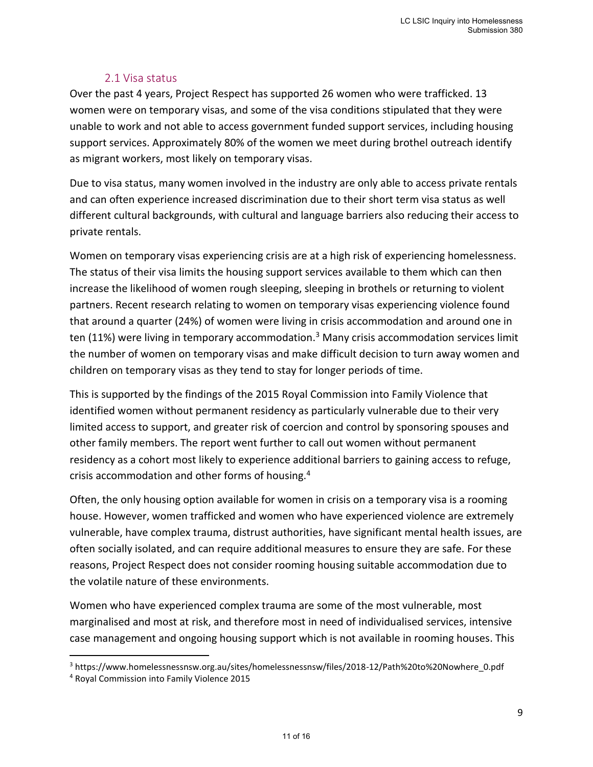### 2.1 Visa status

Over the past 4 years, Project Respect has supported 26 women who were trafficked. 13 women were on temporary visas, and some of the visa conditions stipulated that they were unable to work and not able to access government funded support services, including housing support services. Approximately 80% of the women we meet during brothel outreach identify as migrant workers, most likely on temporary visas.

Due to visa status, many women involved in the industry are only able to access private rentals and can often experience increased discrimination due to their short term visa status as well different cultural backgrounds, with cultural and language barriers also reducing their access to private rentals.

Women on temporary visas experiencing crisis are at a high risk of experiencing homelessness. The status of their visa limits the housing support services available to them which can then increase the likelihood of women rough sleeping, sleeping in brothels or returning to violent partners. Recent research relating to women on temporary visas experiencing violence found that around a quarter (24%) of women were living in crisis accommodation and around one in ten (11%) were living in temporary accommodation.[3] Many crisis accommodation services limit the number of women on temporary visas and make difficult decision to turn away women and children on temporary visas as they tend to stay for longer periods of time.

This is supported by the findings of the 2015 Royal Commission into Family Violence that identified women without permanent residency as particularly vulnerable due to their very limited access to support, and greater risk of coercion and control by sponsoring spouses and other family members. The report went further to call out women without permanent residency as a cohort most likely to experience additional barriers to gaining access to refuge, crisis accommodation and other forms of housing.[4]

Often, the only housing option available for women in crisis on a temporary visa is a rooming house. However, women trafficked and women who have experienced violence are extremely vulnerable, have complex trauma, distrust authorities, have significant mental health issues, are often socially isolated, and can require additional measures to ensure they are safe. For these reasons, Project Respect does not consider rooming housing suitable accommodation due to the volatile nature of these environments.

Women who have experienced complex trauma are some of the most vulnerable, most marginalised and most at risk, and therefore most in need of individualised services, intensive case management and ongoing housing support which is not available in rooming houses. This

---

[3] https://www.homelessnessnsw.org.au/sites/homelessnessnsw/files/2018-12/Path%20to%20Nowhere_0.pdf

[4] Royal Commission into Family Violence 2015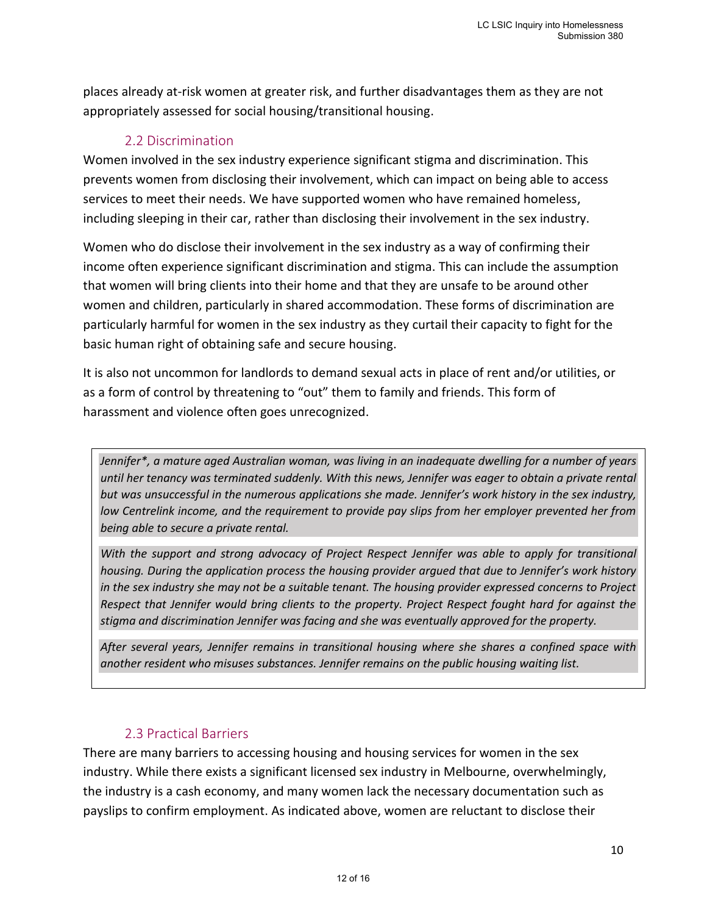places already at-risk women at greater risk, and further disadvantages them as they are not appropriately assessed for social housing/transitional housing.

### 2.2 Discrimination

Women involved in the sex industry experience significant stigma and discrimination. This prevents women from disclosing their involvement, which can impact on being able to access services to meet their needs. We have supported women who have remained homeless, including sleeping in their car, rather than disclosing their involvement in the sex industry.

Women who do disclose their involvement in the sex industry as a way of confirming their income often experience significant discrimination and stigma. This can include the assumption that women will bring clients into their home and that they are unsafe to be around other women and children, particularly in shared accommodation. These forms of discrimination are particularly harmful for women in the sex industry as they curtail their capacity to fight for the basic human right of obtaining safe and secure housing.

It is also not uncommon for landlords to demand sexual acts in place of rent and/or utilities, or as a form of control by threatening to "out" them to family and friends. This form of harassment and violence often goes unrecognized.

> *Jennifer\*, a mature aged Australian woman, was living in an inadequate dwelling for a number of years until her tenancy was terminated suddenly. With this news, Jennifer was eager to obtain a private rental but was unsuccessful in the numerous applications she made. Jennifer's work history in the sex industry, low Centrelink income, and the requirement to provide pay slips from her employer prevented her from being able to secure a private rental.*
>
> *With the support and strong advocacy of Project Respect Jennifer was able to apply for transitional housing. During the application process the housing provider argued that due to Jennifer's work history in the sex industry she may not be a suitable tenant. The housing provider expressed concerns to Project Respect that Jennifer would bring clients to the property. Project Respect fought hard for against the stigma and discrimination Jennifer was facing and she was eventually approved for the property.*
>
> *After several years, Jennifer remains in transitional housing where she shares a confined space with another resident who misuses substances. Jennifer remains on the public housing waiting list.*

### 2.3 Practical Barriers

There are many barriers to accessing housing and housing services for women in the sex industry. While there exists a significant licensed sex industry in Melbourne, overwhelmingly, the industry is a cash economy, and many women lack the necessary documentation such as payslips to confirm employment. As indicated above, women are reluctant to disclose their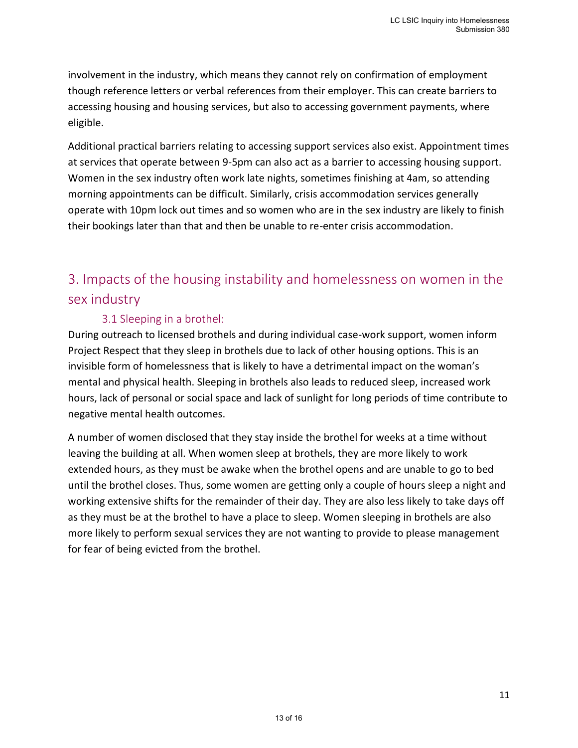involvement in the industry, which means they cannot rely on confirmation of employment though reference letters or verbal references from their employer. This can create barriers to accessing housing and housing services, but also to accessing government payments, where eligible.

Additional practical barriers relating to accessing support services also exist. Appointment times at services that operate between 9-5pm can also act as a barrier to accessing housing support. Women in the sex industry often work late nights, sometimes finishing at 4am, so attending morning appointments can be difficult. Similarly, crisis accommodation services generally operate with 10pm lock out times and so women who are in the sex industry are likely to finish their bookings later than that and then be unable to re-enter crisis accommodation.

## 3. Impacts of the housing instability and homelessness on women in the sex industry

### 3.1 Sleeping in a brothel:

During outreach to licensed brothels and during individual case-work support, women inform Project Respect that they sleep in brothels due to lack of other housing options. This is an invisible form of homelessness that is likely to have a detrimental impact on the woman's mental and physical health. Sleeping in brothels also leads to reduced sleep, increased work hours, lack of personal or social space and lack of sunlight for long periods of time contribute to negative mental health outcomes.

A number of women disclosed that they stay inside the brothel for weeks at a time without leaving the building at all. When women sleep at brothels, they are more likely to work extended hours, as they must be awake when the brothel opens and are unable to go to bed until the brothel closes. Thus, some women are getting only a couple of hours sleep a night and working extensive shifts for the remainder of their day. They are also less likely to take days off as they must be at the brothel to have a place to sleep. Women sleeping in brothels are also more likely to perform sexual services they are not wanting to provide to please management for fear of being evicted from the brothel.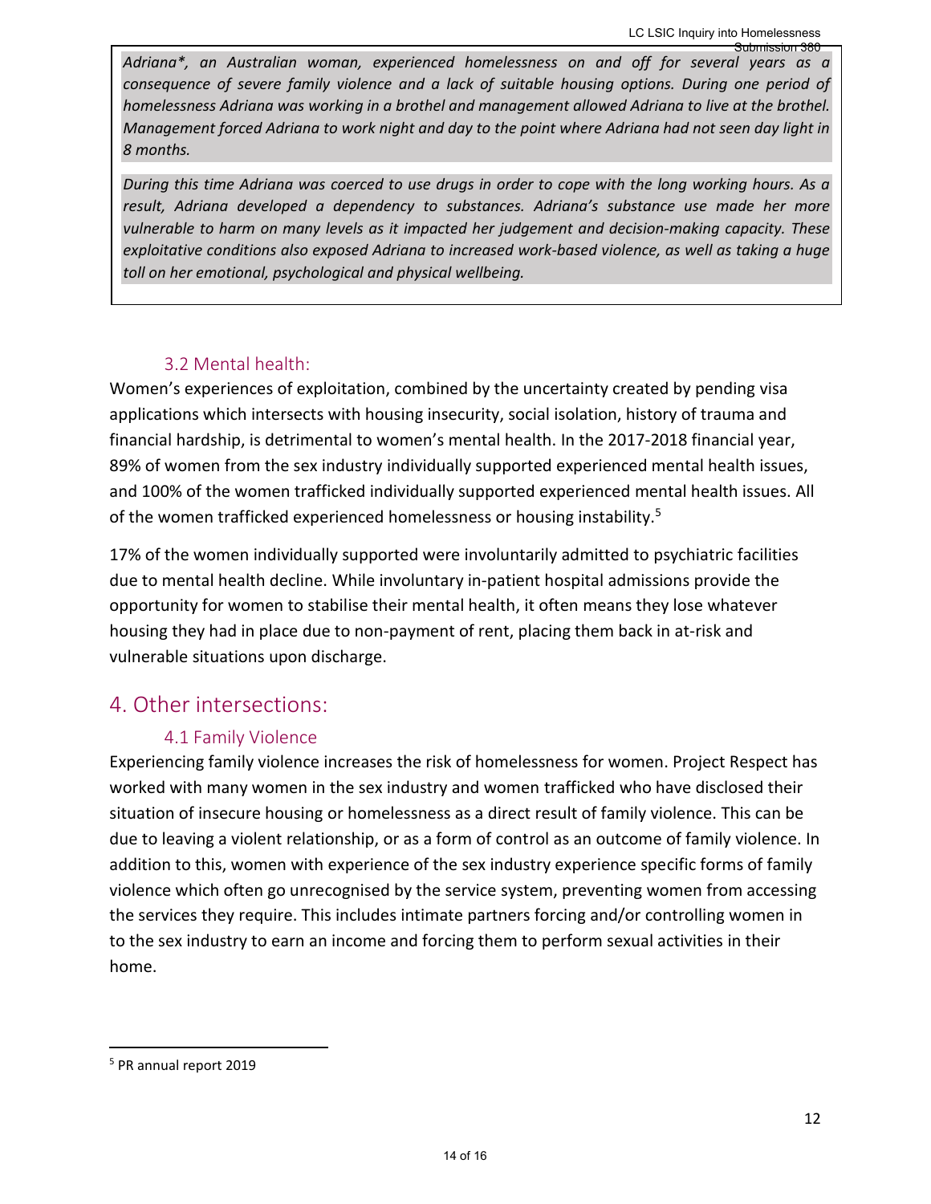*Adriana\*, an Australian woman, experienced homelessness on and off for several years as a consequence of severe family violence and a lack of suitable housing options. During one period of homelessness Adriana was working in a brothel and management allowed Adriana to live at the brothel. Management forced Adriana to work night and day to the point where Adriana had not seen day light in 8 months.*

*During this time Adriana was coerced to use drugs in order to cope with the long working hours. As a result, Adriana developed a dependency to substances. Adriana's substance use made her more vulnerable to harm on many levels as it impacted her judgement and decision-making capacity. These exploitative conditions also exposed Adriana to increased work-based violence, as well as taking a huge toll on her emotional, psychological and physical wellbeing.*

### 3.2 Mental health:

Women's experiences of exploitation, combined by the uncertainty created by pending visa applications which intersects with housing insecurity, social isolation, history of trauma and financial hardship, is detrimental to women's mental health. In the 2017-2018 financial year, 89% of women from the sex industry individually supported experienced mental health issues, and 100% of the women trafficked individually supported experienced mental health issues. All of the women trafficked experienced homelessness or housing instability.[5]

17% of the women individually supported were involuntarily admitted to psychiatric facilities due to mental health decline. While involuntary in-patient hospital admissions provide the opportunity for women to stabilise their mental health, it often means they lose whatever housing they had in place due to non-payment of rent, placing them back in at-risk and vulnerable situations upon discharge.

## 4. Other intersections:

### 4.1 Family Violence

Experiencing family violence increases the risk of homelessness for women. Project Respect has worked with many women in the sex industry and women trafficked who have disclosed their situation of insecure housing or homelessness as a direct result of family violence. This can be due to leaving a violent relationship, or as a form of control as an outcome of family violence. In addition to this, women with experience of the sex industry experience specific forms of family violence which often go unrecognised by the service system, preventing women from accessing the services they require. This includes intimate partners forcing and/or controlling women in to the sex industry to earn an income and forcing them to perform sexual activities in their home.

[5] PR annual report 2019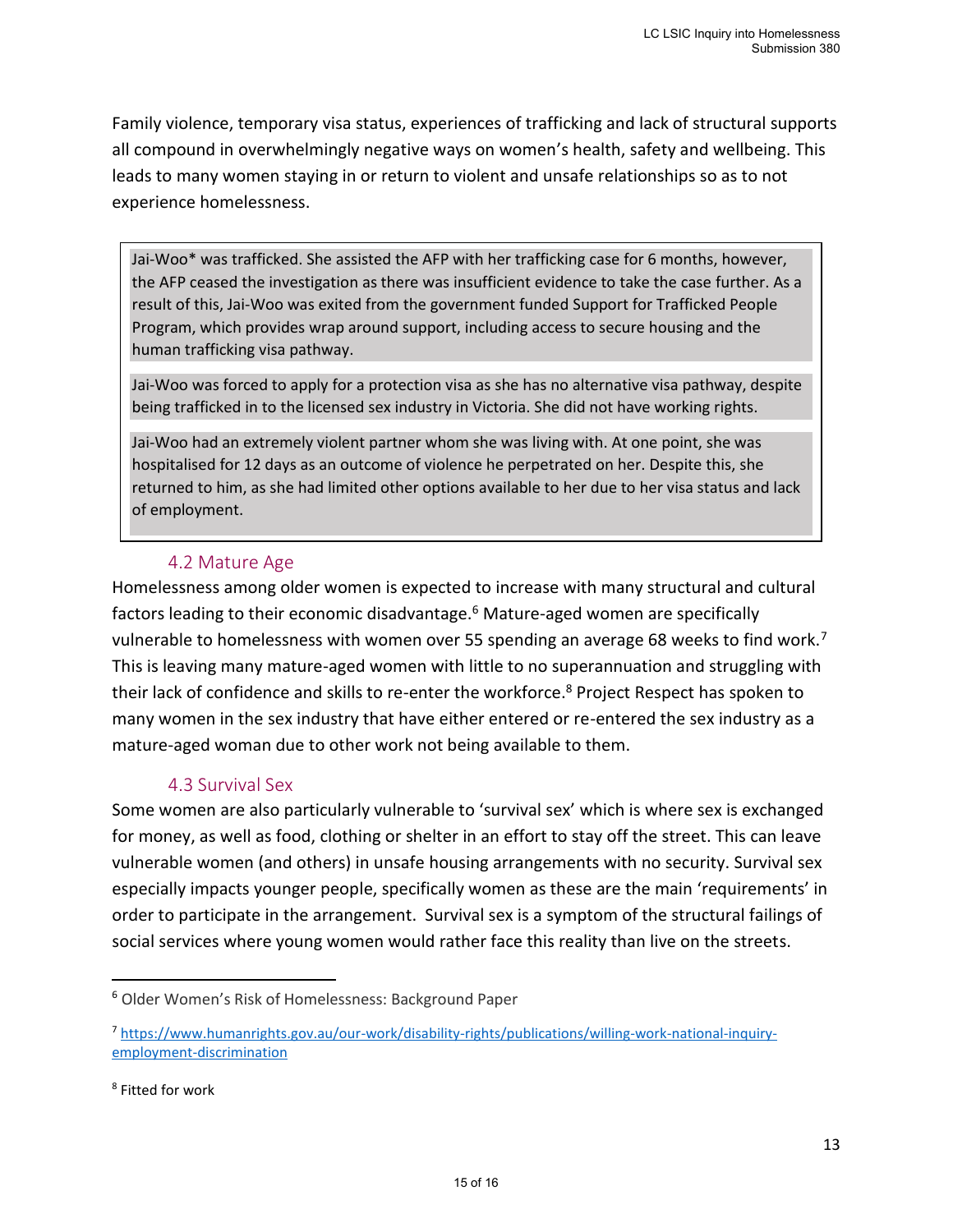Family violence, temporary visa status, experiences of trafficking and lack of structural supports all compound in overwhelmingly negative ways on women's health, safety and wellbeing. This leads to many women staying in or return to violent and unsafe relationships so as to not experience homelessness.

> Jai-Woo* was trafficked. She assisted the AFP with her trafficking case for 6 months, however, the AFP ceased the investigation as there was insufficient evidence to take the case further. As a result of this, Jai-Woo was exited from the government funded Support for Trafficked People Program, which provides wrap around support, including access to secure housing and the human trafficking visa pathway.
>
> Jai-Woo was forced to apply for a protection visa as she has no alternative visa pathway, despite being trafficked in to the licensed sex industry in Victoria. She did not have working rights.
>
> Jai-Woo had an extremely violent partner whom she was living with. At one point, she was hospitalised for 12 days as an outcome of violence he perpetrated on her. Despite this, she returned to him, as she had limited other options available to her due to her visa status and lack of employment.

### 4.2 Mature Age

Homelessness among older women is expected to increase with many structural and cultural factors leading to their economic disadvantage.[6] Mature-aged women are specifically vulnerable to homelessness with women over 55 spending an average 68 weeks to find work.[7] This is leaving many mature-aged women with little to no superannuation and struggling with their lack of confidence and skills to re-enter the workforce.[8] Project Respect has spoken to many women in the sex industry that have either entered or re-entered the sex industry as a mature-aged woman due to other work not being available to them.

### 4.3 Survival Sex

Some women are also particularly vulnerable to 'survival sex' which is where sex is exchanged for money, as well as food, clothing or shelter in an effort to stay off the street. This can leave vulnerable women (and others) in unsafe housing arrangements with no security. Survival sex especially impacts younger people, specifically women as these are the main 'requirements' in order to participate in the arrangement. Survival sex is a symptom of the structural failings of social services where young women would rather face this reality than live on the streets.

---

[6] Older Women's Risk of Homelessness: Background Paper

[7] https://www.humanrights.gov.au/our-work/disability-rights/publications/willing-work-national-inquiry-employment-discrimination

[8] Fitted for work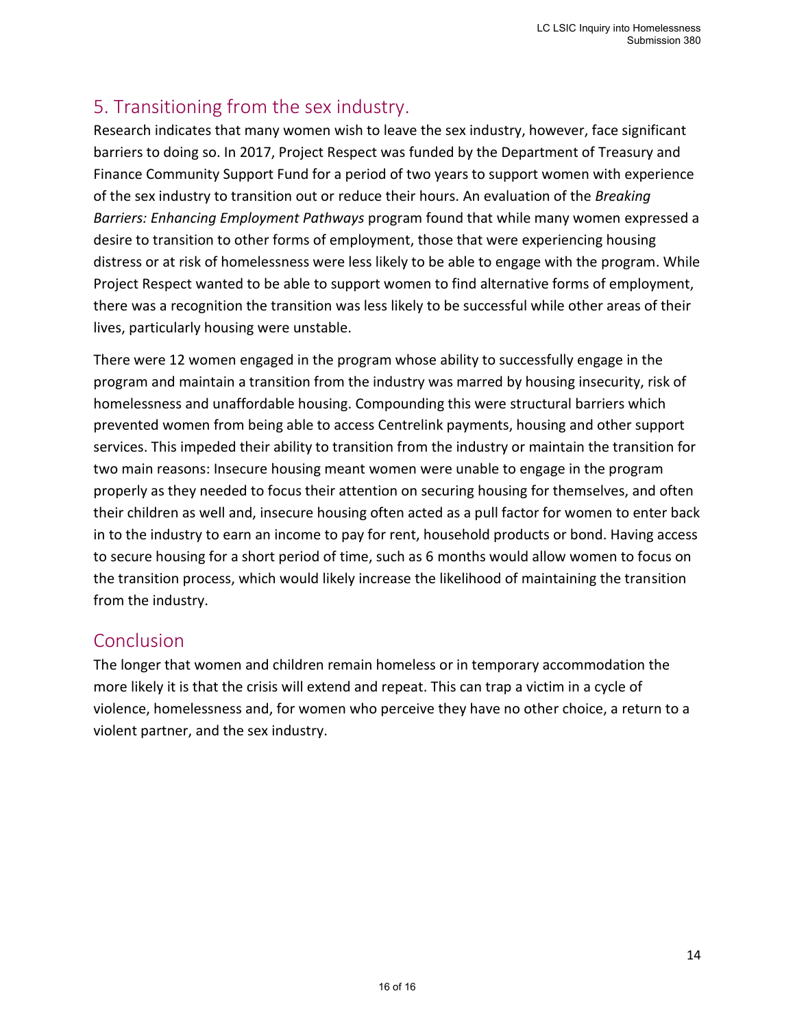## 5. Transitioning from the sex industry.

Research indicates that many women wish to leave the sex industry, however, face significant barriers to doing so. In 2017, Project Respect was funded by the Department of Treasury and Finance Community Support Fund for a period of two years to support women with experience of the sex industry to transition out or reduce their hours. An evaluation of the *Breaking Barriers: Enhancing Employment Pathways* program found that while many women expressed a desire to transition to other forms of employment, those that were experiencing housing distress or at risk of homelessness were less likely to be able to engage with the program. While Project Respect wanted to be able to support women to find alternative forms of employment, there was a recognition the transition was less likely to be successful while other areas of their lives, particularly housing were unstable.

There were 12 women engaged in the program whose ability to successfully engage in the program and maintain a transition from the industry was marred by housing insecurity, risk of homelessness and unaffordable housing. Compounding this were structural barriers which prevented women from being able to access Centrelink payments, housing and other support services. This impeded their ability to transition from the industry or maintain the transition for two main reasons: Insecure housing meant women were unable to engage in the program properly as they needed to focus their attention on securing housing for themselves, and often their children as well and, insecure housing often acted as a pull factor for women to enter back in to the industry to earn an income to pay for rent, household products or bond. Having access to secure housing for a short period of time, such as 6 months would allow women to focus on the transition process, which would likely increase the likelihood of maintaining the transition from the industry.

## Conclusion

The longer that women and children remain homeless or in temporary accommodation the more likely it is that the crisis will extend and repeat. This can trap a victim in a cycle of violence, homelessness and, for women who perceive they have no other choice, a return to a violent partner, and the sex industry.